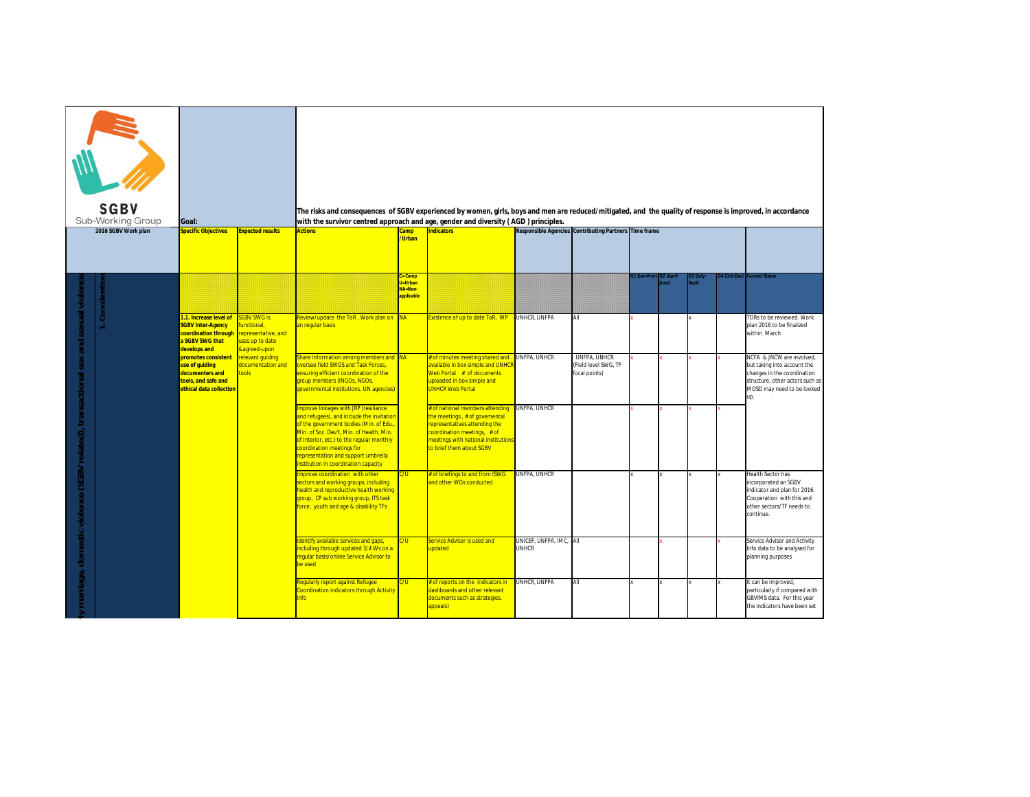**SGBV**
Sub-Working Group

**2016 SGBV Work plan**

**Goal:** The risks and consequences of SGBV experienced by women, girls, boys and men are reduced/mitigated, and the quality of response is improved, in accordance with the survivor centred approach and age, gender and diversity ( AGD ) principles.

| | | Specific Objectives | Expected results | Actions | Camp / Urban | Indicators | Responsible Agencies | Contributing Partners | Time frame | | | | |
|---|---|---|---|---|---|---|---|---|---|---|---|---|---|
| | | | | | C=Camp U=Urban NA=Non-applicable | | | | Q1 (Jan-Mar) | Q2 (April-June) | Q3 (July-Sept) | Q4 (Oct-Dec) | Current Status |
| ...ly marriage, domestic violence (SGBV related), transactional sex and sexual violence | 1. Coordination | **1.1. Increase level of SGBV Inter-Agency coordination through a SGBV SWG that develops and promotes consistent use of guiding documenters and tools, and safe and ethical data collection** | SGBV SWG is functional, representative, and uses up to date &agreed-upon relevant guiding documentation and tools | Review/update the ToR, Work plan on an regular basis | NA | Existence of up to date ToR, WP | UNHCR, UNFPA | All | x | | x | | TORs to be reviewed. Work plan 2016 to be finalized within March |
| | | | | Share information among members and oversee field SWGS and Task Forces, ensuring efficient coordination of the group members (INGOs, NGOs, governmental institutions, UN agencies) | NA | # of minutes meeting shared and available in box simple and UNHCR Web Portal # of documents uploaded in box simple and UNHCR Web Portal | UNFPA, UNHCR | UNFPA, UNHCR (Field level SWG, TF focal points) | x | x | x | x | NCFA & JNCW are involved, but taking into account the changes in the coordination structure, other actors such as MOSD may need to be looked up. |
| | | | | Improve linkages with JRP (resiliance and refugees), and include the invitation of the government bodies (Min. of Edu., Min. of Soc. Dev't, Min. of Health, Min. of Interior, etc.) to the regular monthly coordination meetings for representation and support umbrella institution in coordination capacity | | # of national members attending the meetings , # of governental representatives attending the coordination meetings, # of meetings with national institutions to brief them about SGBV | UNFPA, UNHCR | | x | x | x | x | |
| | | | | Improve coordination with other sectors and working groups, including health and reproductive health working group, CP sub working group, ITS task force, youth and age & disability TFs | C/U | # of briefings to and from ISWG and other WGs conducted | UNFPA, UNHCR | | x | x | x | x | Health Sector has incorporated an SGBV indicator and plan for 2016. Cooperation with this and other sectors/TF needs to continue. |
| | | | | Identify available services and gaps, including through updated 3/4 Ws on a regular basis/online Service Advisor to be used | C/U | Service Advisor is used and updated | UNICEF, UNFPA, IMC, UNHCR | All | | x | | x | Service Advisor and Activity Info data to be analysed for planning purposes |
| | | | | Regularly report against Refugee Coordination indicators through Activity Info | C/U | # of reports on the indicators in dashboards and other relevant documents such as strategies, appeals) | UNHCR, UNFPA | All | x | x | x | x | It can be improved, particularly if compared with GBVIMS data. For this year the indicators have been set |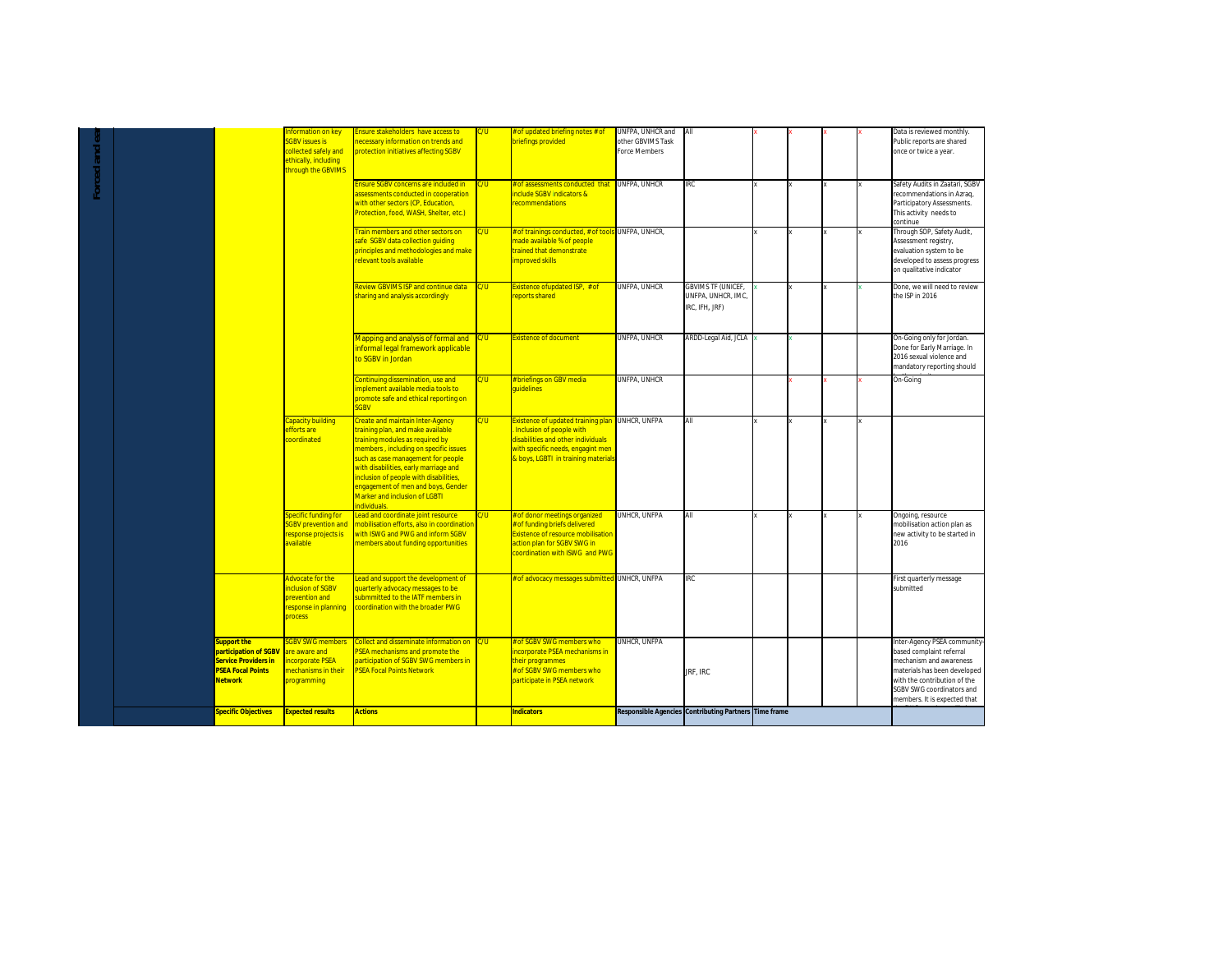| | | Specific Objectives | Expected results | Actions | | Indicators | Responsible Agencies | Contributing Partners | Time frame | | | | Comments |
|---|---|---|---|---|---|---|---|---|---|---|---|---|---|
| Forced and ea | | | Information on key SGBV issues is collected safely and ethically, including through the GBVIMS | Ensure stakeholders have access to necessary information on trends and protection initiatives affecting SGBV | C/U | # of updated briefing notes # of briefings provided | UNFPA, UNHCR and other GBVIMS Task Force Members | All | x | x | x | x | Data is reviewed monthly. Public reports are shared once or twice a year. |
| | | | | Ensure SGBV concerns are included in assessments conducted in cooperation with other sectors (CP, Education, Protection, food, WASH, Shelter, etc.) | C/U | # of assessments conducted that include SGBV indicators & recommendations | UNFPA, UNHCR | IRC | x | x | x | x | Safety Audits in Zaatari, SGBV recommendations in Azraq, Participatory Assessments. This activity needs to continue |
| | | | | Train members and other sectors on safe SGBV data collection guiding principles and methodologies and make relevant tools available | C/U | # of trainings conducted, # of tools made available % of people trained that demonstrate improved skills | UNFPA, UNHCR, | | x | x | x | x | Through SOP, Safety Audit, Assessment registry, evaluation system to be developed to assess progress on qualitative indicator |
| | | | | Review GBVIMS ISP and continue data sharing and analysis accordingly | C/U | Existence ofupdated ISP, # of reports shared | UNFPA, UNHCR | GBVIMS TF (UNICEF, UNFPA, UNHCR, IMC, IRC, IFH, JRF) | x | x | x | x | Done, we will need to review the ISP in 2016 |
| | | | | Mapping and analysis of formal and informal legal framework applicable to SGBV in Jordan | C/U | Existence of document | UNFPA, UNHCR | ARDD-Legal Aid, JCLA | x | x | | | On-Going only for Jordan. Done for Early Marriage. In 2016 sexual violence and mandatory reporting should |
| | | | | Continuing dissemination, use and implement available media tools to promote safe and ethical reporting on SGBV | C/U | # briefings on GBV media guidelines | UNFPA, UNHCR | | | x | x | x | On-Going |
| | | | Capacity building efforts are coordinated | Create and maintain Inter-Agency training plan, and make available training modules as required by members , including on specific issues such as case management for people with disabilities, early marriage and inclusion of people with disabilities, engagement of men and boys, Gender Marker and inclusion of LGBTI individuals. | C/U | Existence of updated training plan . Inclusion of people with disabilities and other individuals with specific needs, engagint men & boys, LGBTI in training materials | UNHCR, UNFPA | All | x | x | x | x | |
| | | | Specific funding for SGBV prevention and response projects is available | Lead and coordinate joint resource mobilisation efforts, also in coordination with ISWG and PWG and inform SGBV members about funding opportunities | C/U | # of donor meetings organized # of funding briefs delivered Existence of resource mobilisation action plan for SGBV SWG in coordination with ISWG and PWG | UNHCR, UNFPA | All | x | x | x | x | Ongoing, resource mobilisation action plan as new activity to be started in 2016 |
| | | | Advocate for the inclusion of SGBV prevention and response in planning process | Lead and support the development of quarterly advocacy messages to be submmitted to the IATF members in coordination with the broader PWG | | # of advocacy messages submitted | UNHCR, UNFPA | IRC | | | | | First quarterly message submitted |
| | | **Support the participation of SGBV Service Providers in PSEA Focal Points Network** | SGBV SWG members are aware and incorporate PSEA mechanisms in their programming | Collect and disseminate information on PSEA mechanisms and promote the participation of SGBV SWG members in PSEA Focal Points Network | C/U | # of SGBV SWG members who incorporate PSEA mechanisms in their programmes # of SGBV SWG members who participate in PSEA network | UNHCR, UNFPA | JRF, IRC | | | | | Inter-Agency PSEA community-based complaint referral mechanism and awareness materials has been developed with the contribution of the SGBV SWG coordinators and members. It is expected that |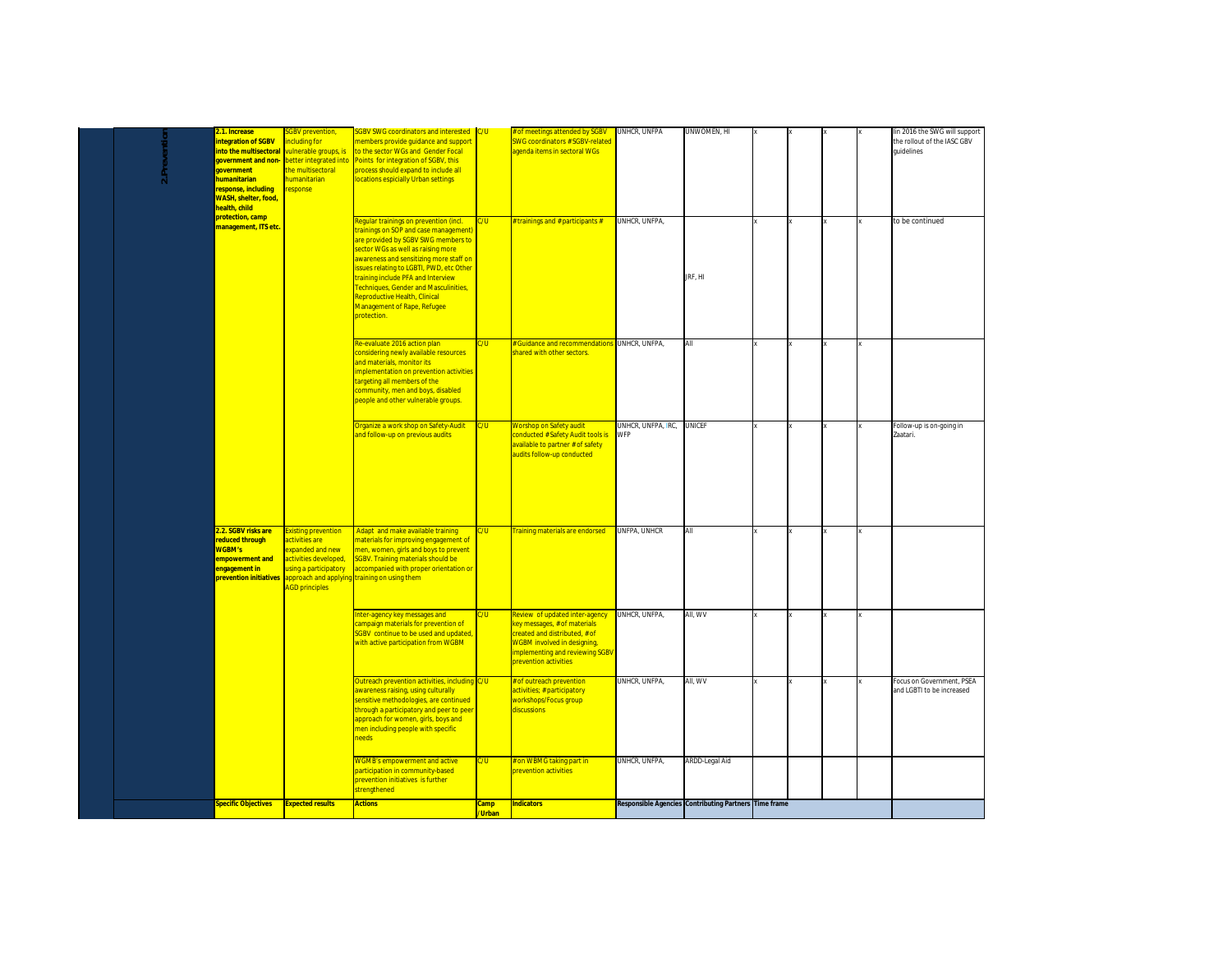| | Specific Objectives | Expected results | Actions | Camp /Urban | Indicators | Responsible Agencies | Contributing Partners | Time frame | | | | |
|---|---|---|---|---|---|---|---|---|---|---|---|---|
| 2.Prevention | **2.1. Increase integration of SGBV into the multisectoral government and non-government humanitarian response, including WASH, shelter, food, health, child protection, camp management, ITS etc.** | SGBV prevention, including for vulnerable groups, is better integrated into the multisectoral humanitarian response | SGBV SWG coordinators and interested members provide guidance and support to the sector WGs and Gender Focal Points for integration of SGBV. this process should expand to include all locations espicially Urban settings | C/U | # of meetings attended by SGBV SWG coordinators # SGBV-related agenda items in sectoral WGs | UNHCR, UNFPA | UNWOMEN, HI | x | x | x | x | Iin 2016 the SWG will support the rollout of the IASC GBV guidelines |
| | | | Regular trainings on prevention (incl. trainings on SOP and case management) are provided by SGBV SWG members to sector WGs as well as raising more awareness and sensitizing more staff on issues relating to LGBTI, PWD, etc Other training include PFA and Interview Techniques, Gender and Masculinities, Reproductive Health, Clinical Management of Rape, Refugee protection. | C/U | # trainings and # participants # | UNHCR, UNFPA, | JRF, HI | x | x | x | x | to be continued |
| | | | Re-evaluate 2016 action plan considering newly available resources and materials, monitor its implementation on prevention activities targeting all members of the community, men and boys, disabled people and other vulnerable groups. | C/U | # Guidance and recommendations shared with other sectors. | UNHCR, UNFPA, | All | x | x | x | x | |
| | | | Organize a work shop on Safety-Audit and follow-up on previous audits | C/U | Worshop on Safety audit conducted # Safety Audit tools is available to partner # of safety audits follow-up conducted | UNHCR, UNFPA, IRC, WFP | UNICEF | x | x | x | x | Follow-up is on-going in Zaatari. |
| | **2.2. SGBV risks are reduced through WGBM's empowerment and engagement in prevention initiatives** | Existing prevention activities are expanded and new activities developed, using a participatory approach and applying AGD principles | Adapt and make available training materials for improving engagement of men, women, girls and boys to prevent SGBV. Training materials should be accompanied with proper orientation or training on using them | C/U | Training materials are endorsed | UNFPA, UNHCR | All | x | x | x | x | |
| | | | Inter-agency key messages and campaign materials for prevention of SGBV continue to be used and updated, with active participation from WGBM | C/U | Review of updated inter-agency key messages, # of materials created and distributed, # of WGBM involved in designing, implementing and reviewing SGBV prevention activities | UNHCR, UNFPA, | All, WV | x | x | x | x | |
| | | | Outreach prevention activities, including awareness raising, using culturally sensitive methodologies, are continued through a participatory and peer to peer approach for women, girls, boys and men including people with specific needs | C/U | # of outreach prevention activities; # participatory workshops/Focus group discussions | UNHCR, UNFPA, | All, WV | x | x | x | x | Focus on Government, PSEA and LGBTI to be increased |
| | | | WGMB's empowerment and active participation in community-based prevention initiatives is further strengthened | C/U | # on WBMG taking part in prevention activities | UNHCR, UNFPA, | ARDD-Legal Aid | | | | | |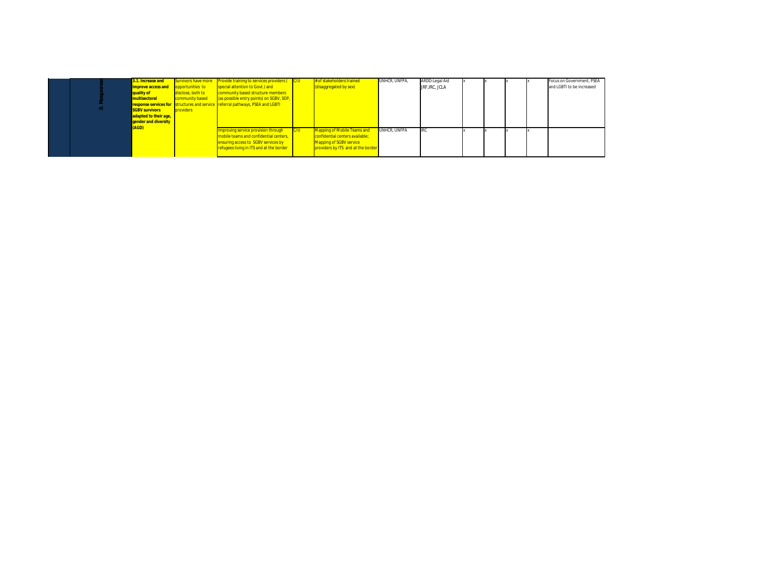|  | 3. Response | 3.1. Increase and improve access and quality of multisectoral response services for SGBV survivors adapted to their age, gender and diversity (AGD) | Survivors have more opportunities to disclose, both to community based structures and service providers | Provide training to services providers ( special attention to Govt.) and community based structure members (as possible entry points) on SGBV, SOP, referral pathways, PSEA and LGBTI | C/U | # of stakeholders trained (disaggregated by sex) | UNHCR, UNFPA, | ARDD-Legal Aid JRF,IRC, JCLA | x | x | x | x | Focus on Government, PSEA and LGBTI to be increased |
|---|---|---|---|---|---|---|---|---|---|---|---|---|---|
|  |  |  |  | Improving service provision through mobile teams and confidential centers, ensuring access to SGBV services by refugees living in ITS and at the border | C/U | Mapping of Mobile Teams and confidential centers available; Mapping of SGBV service providers by ITS and at the border | UNHCR, UNFPA | IRC | x | x | x | x |  |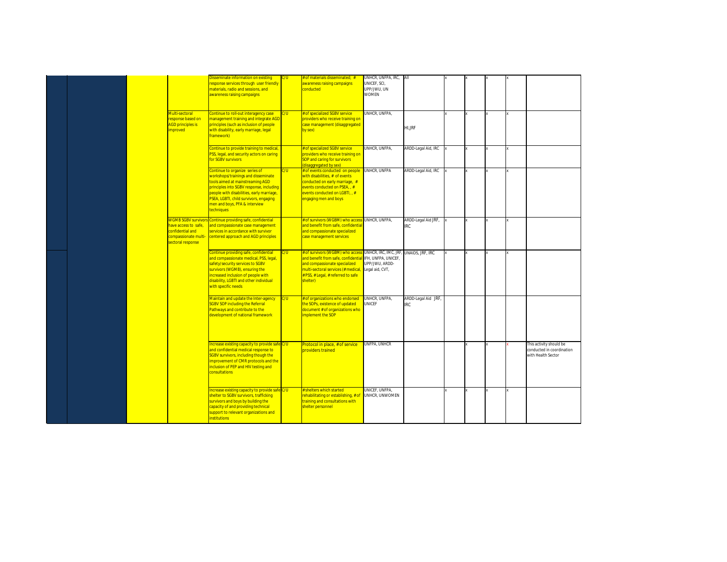| | | | | | | | | | | | | | |
|---|---|---|---|---|---|---|---|---|---|---|---|---|---|
| | | | | Disseminate information on existing response services through user friendly materials, radio and sessions, and awareness raising campaigns | C/U | # of materials disseminated; # awareness raising campaigns conducted | UNHCR, UNFPA, IRC, UNICEF, SCI, UPP/JWU, UN WOMEN | All | x | x | x | x | |
| | | | Multi-sectoral response based on AGD principles is improved | Continue to roll-out interagency case management training and integrate AGD principles (such as inclusion of people with disability, early marriage, legal framework) | C/U | # of specialized SGBV service providers who receive training on case management (disaggregated by sex) | UNHCR, UNFPA, | HI,JRF | x | x | x | x | |
| | | | | Continue to provide training to medical, PSS, legal, and security actors on caring for SGBV survivors | | # of specialized SGBV service providers who receive training on SOP and caring for survivors (disaggregated by sex) | UNHCR, UNFPA, | ARDD-Legal Aid, IRC | x | x | x | x | |
| | | | | Continue to organize series of workshops/trainings and disseminate tools aimed at mainstreaming AGD principles into SGBV response, including people with disabilities, early marriage, PSEA, LGBTI, child survivors, engaging men and boys, PFA & interview techniques | C/U | # of events conducted on people with disabilities, # of events conducted on early marriage, # events conducted on PSEA, , # events conducted on LGBTI, , # engaging men and boys | UNHCR, UNFPA | ARDD-Legal Aid, IRC | x | x | x | x | |
| | | | WGMB SGBV survivors have access to safe, confidential and compassionate multi-sectoral response | Continue providing safe, confidential and compassionate case management services in accordance with survivor centered approach and AGD principles | | # of survivors (WGBM) who access and benefit from safe, confidential and compassionate specialized case management services | UNHCR, UNFPA, | ARDD-Legal Aid JRF, IRC | x | x | x | x | |
| | | | | Continue providing safe, confidential and compassionate medical, PSS, legal, safety/security services to SGBV survivors (WGMB), ensuring the increased inclusion of people with disability, LGBTI and other individual with specific needs | C/U | # of survivors (WGBM) who access and benefit from safe, confidential and compassionate specialized multi-sectoral services (# medical, # PSS, # Legal, # referred to safe shelter) | UNHCR, IRC, IMC, JRF, IFH, UNFPA, UNICEF, UPP/JWU, ARDD-Legal aid, CVT, | UNAIDS, JRF, IRC | x | x | x | x | |
| | | | | Maintain and update the Inter-agency SGBV SOP including the Referral Pathways and contribute to the development of national framework | C/U | # of organizations who endorsed the SOPs, existence of updated document # of organizations who implement the SOP | UNHCR, UNFPA, UNICEF | ARDD-Legal Aid JRF, IRC | | | | | |
| | | | | Increase existing capacity to provide safe and confidential medical response to SGBV survivors, including though the improvement of CMR protocols and the inclusion of PEP and HIV testing and consultations | C/U | Protocol in place, # of service providers trained | UNFPA, UNHCR | | | x | x | x | This activity should be conducted in coordination with Health Sector |
| | | | | Increase existing capacity to provide safe shelter to SGBV survivors, trafficking survivors and boys by building the capacity of and providing technical support to relevant organizations and institutions | C/U | # shelters which started rehabilitating or establishing, # of training and consultations with shelter personnel | UNICEF, UNFPA, UNHCR, UNWOMEN | | x | x | x | x | |